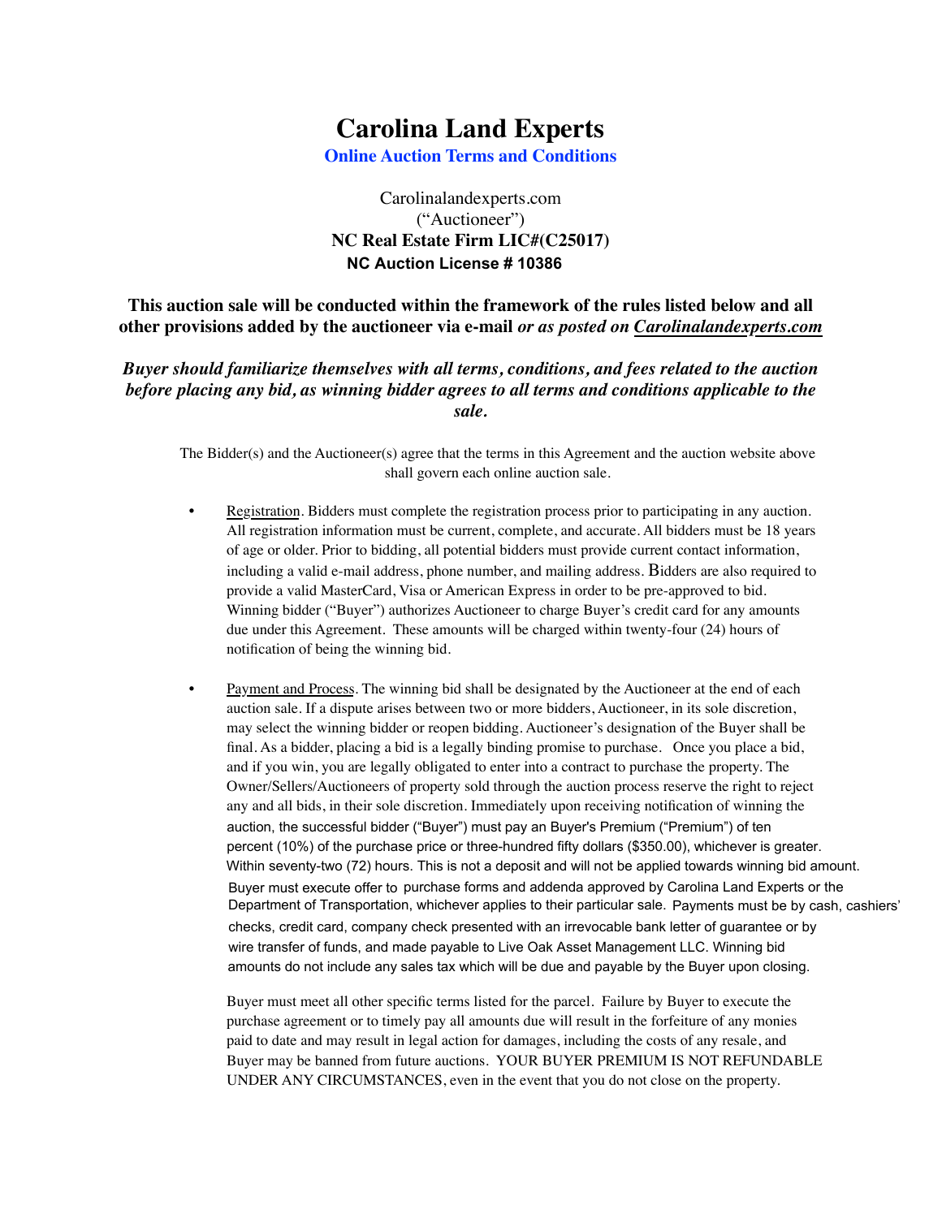# Carolina Land Experts

## Online Auction Terms and Conditions

Carolinalandexperts.com
("Auctioneer")
**NC Real Estate Firm LIC#(C25017)**
**NC Auction License # 10386**

**This auction sale will be conducted within the framework of the rules listed below and all other provisions added by the auctioneer via e-mail *or as posted on Carolinalandexperts.com***

***Buyer should familiarize themselves with all terms, conditions, and fees related to the auction before placing any bid, as winning bidder agrees to all terms and conditions applicable to the sale.***

The Bidder(s) and the Auctioneer(s) agree that the terms in this Agreement and the auction website above shall govern each online auction sale.

- Registration. Bidders must complete the registration process prior to participating in any auction. All registration information must be current, complete, and accurate. All bidders must be 18 years of age or older. Prior to bidding, all potential bidders must provide current contact information, including a valid e-mail address, phone number, and mailing address. Bidders are also required to provide a valid MasterCard, Visa or American Express in order to be pre-approved to bid. Winning bidder ("Buyer") authorizes Auctioneer to charge Buyer's credit card for any amounts due under this Agreement. These amounts will be charged within twenty-four (24) hours of notification of being the winning bid.

- Payment and Process. The winning bid shall be designated by the Auctioneer at the end of each auction sale. If a dispute arises between two or more bidders, Auctioneer, in its sole discretion, may select the winning bidder or reopen bidding. Auctioneer's designation of the Buyer shall be final. As a bidder, placing a bid is a legally binding promise to purchase. Once you place a bid, and if you win, you are legally obligated to enter into a contract to purchase the property. The Owner/Sellers/Auctioneers of property sold through the auction process reserve the right to reject any and all bids, in their sole discretion. Immediately upon receiving notification of winning the auction, the successful bidder ("Buyer") must pay an Buyer's Premium ("Premium") of ten percent (10%) of the purchase price or three-hundred fifty dollars ($350.00), whichever is greater. Within seventy-two (72) hours. This is not a deposit and will not be applied towards winning bid amount. Buyer must execute offer to purchase forms and addenda approved by Carolina Land Experts or the Department of Transportation, whichever applies to their particular sale. Payments must be by cash, cashiers' checks, credit card, company check presented with an irrevocable bank letter of guarantee or by wire transfer of funds, and made payable to Live Oak Asset Management LLC. Winning bid amounts do not include any sales tax which will be due and payable by the Buyer upon closing.

  Buyer must meet all other specific terms listed for the parcel. Failure by Buyer to execute the purchase agreement or to timely pay all amounts due will result in the forfeiture of any monies paid to date and may result in legal action for damages, including the costs of any resale, and Buyer may be banned from future auctions. YOUR BUYER PREMIUM IS NOT REFUNDABLE UNDER ANY CIRCUMSTANCES, even in the event that you do not close on the property.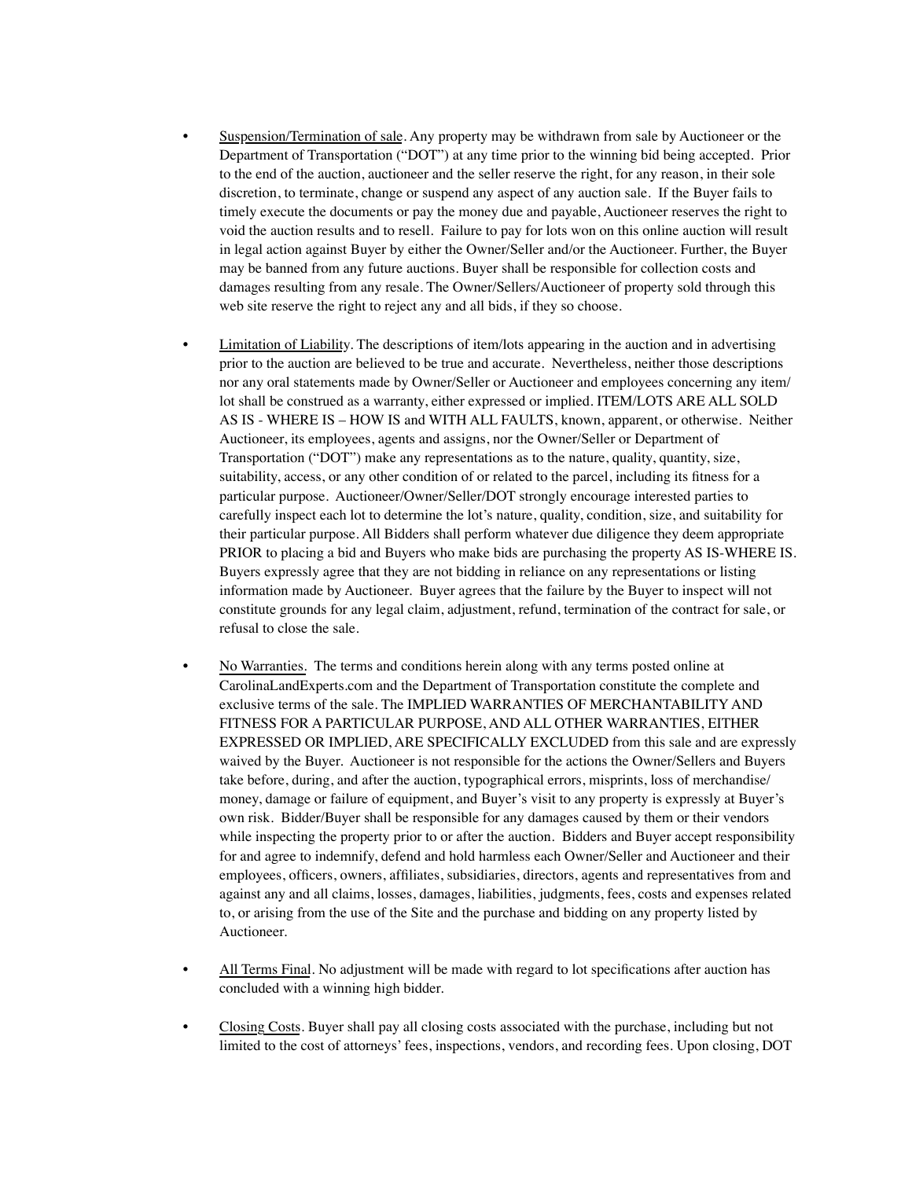- <u>Suspension/Termination of sale</u>. Any property may be withdrawn from sale by Auctioneer or the Department of Transportation ("DOT") at any time prior to the winning bid being accepted. Prior to the end of the auction, auctioneer and the seller reserve the right, for any reason, in their sole discretion, to terminate, change or suspend any aspect of any auction sale. If the Buyer fails to timely execute the documents or pay the money due and payable, Auctioneer reserves the right to void the auction results and to resell. Failure to pay for lots won on this online auction will result in legal action against Buyer by either the Owner/Seller and/or the Auctioneer. Further, the Buyer may be banned from any future auctions. Buyer shall be responsible for collection costs and damages resulting from any resale. The Owner/Sellers/Auctioneer of property sold through this web site reserve the right to reject any and all bids, if they so choose.

- <u>Limitation of Liability</u>. The descriptions of item/lots appearing in the auction and in advertising prior to the auction are believed to be true and accurate. Nevertheless, neither those descriptions nor any oral statements made by Owner/Seller or Auctioneer and employees concerning any item/lot shall be construed as a warranty, either expressed or implied. ITEM/LOTS ARE ALL SOLD AS IS - WHERE IS – HOW IS and WITH ALL FAULTS, known, apparent, or otherwise. Neither Auctioneer, its employees, agents and assigns, nor the Owner/Seller or Department of Transportation ("DOT") make any representations as to the nature, quality, quantity, size, suitability, access, or any other condition of or related to the parcel, including its fitness for a particular purpose. Auctioneer/Owner/Seller/DOT strongly encourage interested parties to carefully inspect each lot to determine the lot's nature, quality, condition, size, and suitability for their particular purpose. All Bidders shall perform whatever due diligence they deem appropriate PRIOR to placing a bid and Buyers who make bids are purchasing the property AS IS-WHERE IS. Buyers expressly agree that they are not bidding in reliance on any representations or listing information made by Auctioneer. Buyer agrees that the failure by the Buyer to inspect will not constitute grounds for any legal claim, adjustment, refund, termination of the contract for sale, or refusal to close the sale.

- <u>No Warranties.</u> The terms and conditions herein along with any terms posted online at CarolinaLandExperts.com and the Department of Transportation constitute the complete and exclusive terms of the sale. The IMPLIED WARRANTIES OF MERCHANTABILITY AND FITNESS FOR A PARTICULAR PURPOSE, AND ALL OTHER WARRANTIES, EITHER EXPRESSED OR IMPLIED, ARE SPECIFICALLY EXCLUDED from this sale and are expressly waived by the Buyer. Auctioneer is not responsible for the actions the Owner/Sellers and Buyers take before, during, and after the auction, typographical errors, misprints, loss of merchandise/money, damage or failure of equipment, and Buyer's visit to any property is expressly at Buyer's own risk. Bidder/Buyer shall be responsible for any damages caused by them or their vendors while inspecting the property prior to or after the auction. Bidders and Buyer accept responsibility for and agree to indemnify, defend and hold harmless each Owner/Seller and Auctioneer and their employees, officers, owners, affiliates, subsidiaries, directors, agents and representatives from and against any and all claims, losses, damages, liabilities, judgments, fees, costs and expenses related to, or arising from the use of the Site and the purchase and bidding on any property listed by Auctioneer.

- <u>All Terms Final</u>. No adjustment will be made with regard to lot specifications after auction has concluded with a winning high bidder.

- <u>Closing Costs</u>. Buyer shall pay all closing costs associated with the purchase, including but not limited to the cost of attorneys' fees, inspections, vendors, and recording fees. Upon closing, DOT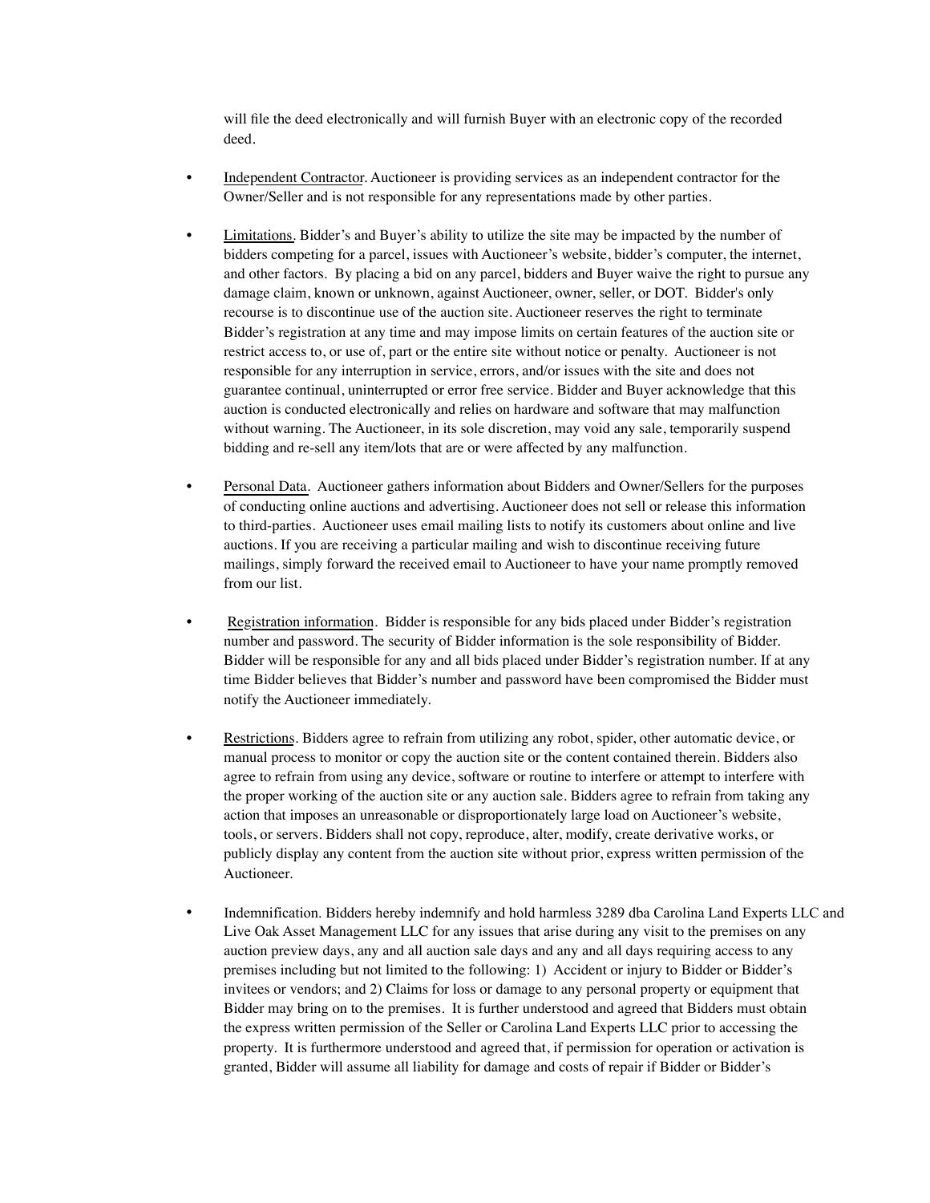will file the deed electronically and will furnish Buyer with an electronic copy of the recorded deed.

- Independent Contractor. Auctioneer is providing services as an independent contractor for the Owner/Seller and is not responsible for any representations made by other parties.

- Limitations. Bidder's and Buyer's ability to utilize the site may be impacted by the number of bidders competing for a parcel, issues with Auctioneer's website, bidder's computer, the internet, and other factors. By placing a bid on any parcel, bidders and Buyer waive the right to pursue any damage claim, known or unknown, against Auctioneer, owner, seller, or DOT. Bidder's only recourse is to discontinue use of the auction site. Auctioneer reserves the right to terminate Bidder's registration at any time and may impose limits on certain features of the auction site or restrict access to, or use of, part or the entire site without notice or penalty. Auctioneer is not responsible for any interruption in service, errors, and/or issues with the site and does not guarantee continual, uninterrupted or error free service. Bidder and Buyer acknowledge that this auction is conducted electronically and relies on hardware and software that may malfunction without warning. The Auctioneer, in its sole discretion, may void any sale, temporarily suspend bidding and re-sell any item/lots that are or were affected by any malfunction.

- Personal Data. Auctioneer gathers information about Bidders and Owner/Sellers for the purposes of conducting online auctions and advertising. Auctioneer does not sell or release this information to third-parties. Auctioneer uses email mailing lists to notify its customers about online and live auctions. If you are receiving a particular mailing and wish to discontinue receiving future mailings, simply forward the received email to Auctioneer to have your name promptly removed from our list.

- Registration information. Bidder is responsible for any bids placed under Bidder's registration number and password. The security of Bidder information is the sole responsibility of Bidder. Bidder will be responsible for any and all bids placed under Bidder's registration number. If at any time Bidder believes that Bidder's number and password have been compromised the Bidder must notify the Auctioneer immediately.

- Restrictions. Bidders agree to refrain from utilizing any robot, spider, other automatic device, or manual process to monitor or copy the auction site or the content contained therein. Bidders also agree to refrain from using any device, software or routine to interfere or attempt to interfere with the proper working of the auction site or any auction sale. Bidders agree to refrain from taking any action that imposes an unreasonable or disproportionately large load on Auctioneer's website, tools, or servers. Bidders shall not copy, reproduce, alter, modify, create derivative works, or publicly display any content from the auction site without prior, express written permission of the Auctioneer.

- Indemnification. Bidders hereby indemnify and hold harmless 3289 dba Carolina Land Experts LLC and Live Oak Asset Management LLC for any issues that arise during any visit to the premises on any auction preview days, any and all auction sale days and any and all days requiring access to any premises including but not limited to the following: 1) Accident or injury to Bidder or Bidder's invitees or vendors; and 2) Claims for loss or damage to any personal property or equipment that Bidder may bring on to the premises. It is further understood and agreed that Bidders must obtain the express written permission of the Seller or Carolina Land Experts LLC prior to accessing the property. It is furthermore understood and agreed that, if permission for operation or activation is granted, Bidder will assume all liability for damage and costs of repair if Bidder or Bidder's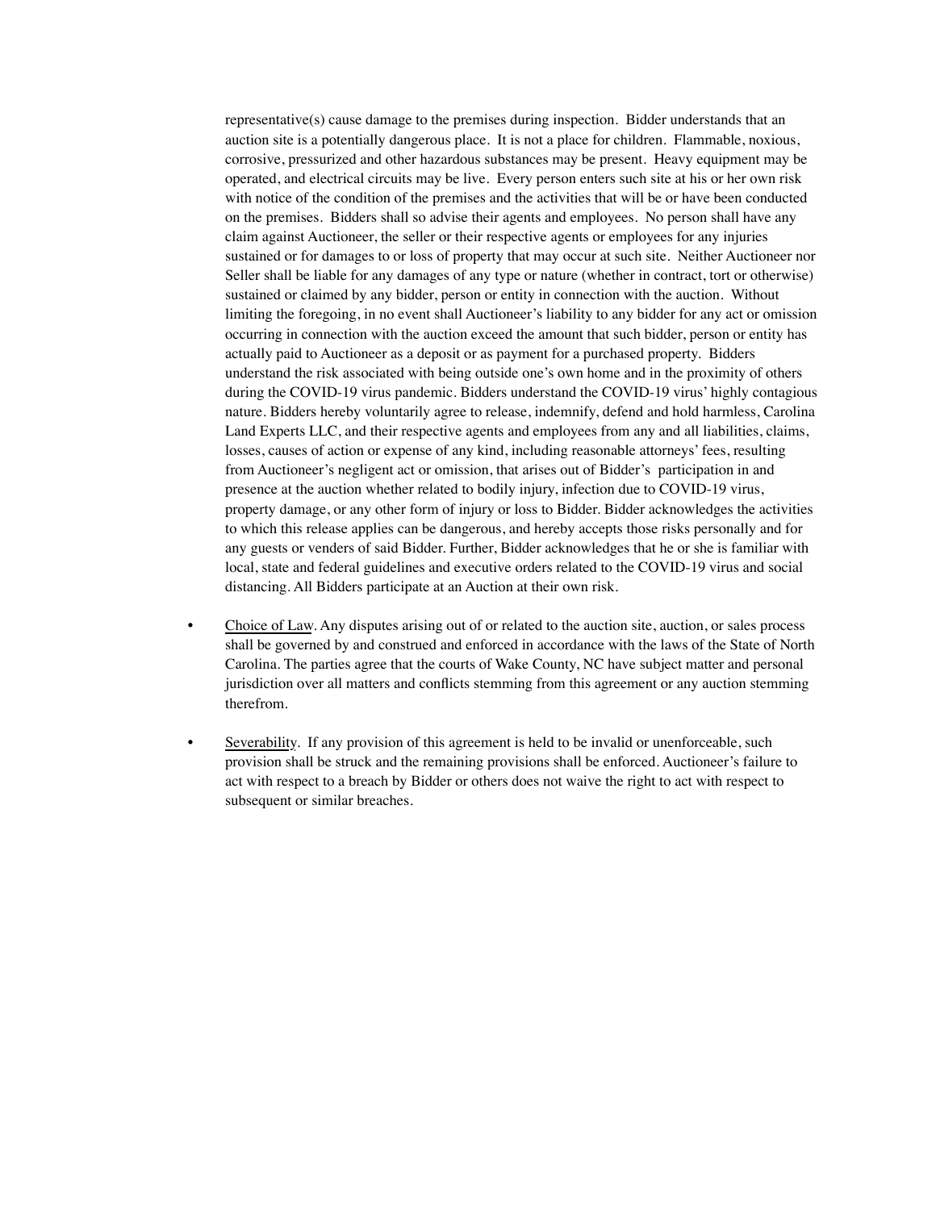representative(s) cause damage to the premises during inspection. Bidder understands that an auction site is a potentially dangerous place. It is not a place for children. Flammable, noxious, corrosive, pressurized and other hazardous substances may be present. Heavy equipment may be operated, and electrical circuits may be live. Every person enters such site at his or her own risk with notice of the condition of the premises and the activities that will be or have been conducted on the premises. Bidders shall so advise their agents and employees. No person shall have any claim against Auctioneer, the seller or their respective agents or employees for any injuries sustained or for damages to or loss of property that may occur at such site. Neither Auctioneer nor Seller shall be liable for any damages of any type or nature (whether in contract, tort or otherwise) sustained or claimed by any bidder, person or entity in connection with the auction. Without limiting the foregoing, in no event shall Auctioneer's liability to any bidder for any act or omission occurring in connection with the auction exceed the amount that such bidder, person or entity has actually paid to Auctioneer as a deposit or as payment for a purchased property. Bidders understand the risk associated with being outside one's own home and in the proximity of others during the COVID-19 virus pandemic. Bidders understand the COVID-19 virus' highly contagious nature. Bidders hereby voluntarily agree to release, indemnify, defend and hold harmless, Carolina Land Experts LLC, and their respective agents and employees from any and all liabilities, claims, losses, causes of action or expense of any kind, including reasonable attorneys' fees, resulting from Auctioneer's negligent act or omission, that arises out of Bidder's participation in and presence at the auction whether related to bodily injury, infection due to COVID-19 virus, property damage, or any other form of injury or loss to Bidder. Bidder acknowledges the activities to which this release applies can be dangerous, and hereby accepts those risks personally and for any guests or venders of said Bidder. Further, Bidder acknowledges that he or she is familiar with local, state and federal guidelines and executive orders related to the COVID-19 virus and social distancing. All Bidders participate at an Auction at their own risk.

- Choice of Law. Any disputes arising out of or related to the auction site, auction, or sales process shall be governed by and construed and enforced in accordance with the laws of the State of North Carolina. The parties agree that the courts of Wake County, NC have subject matter and personal jurisdiction over all matters and conflicts stemming from this agreement or any auction stemming therefrom.

- Severability. If any provision of this agreement is held to be invalid or unenforceable, such provision shall be struck and the remaining provisions shall be enforced. Auctioneer's failure to act with respect to a breach by Bidder or others does not waive the right to act with respect to subsequent or similar breaches.